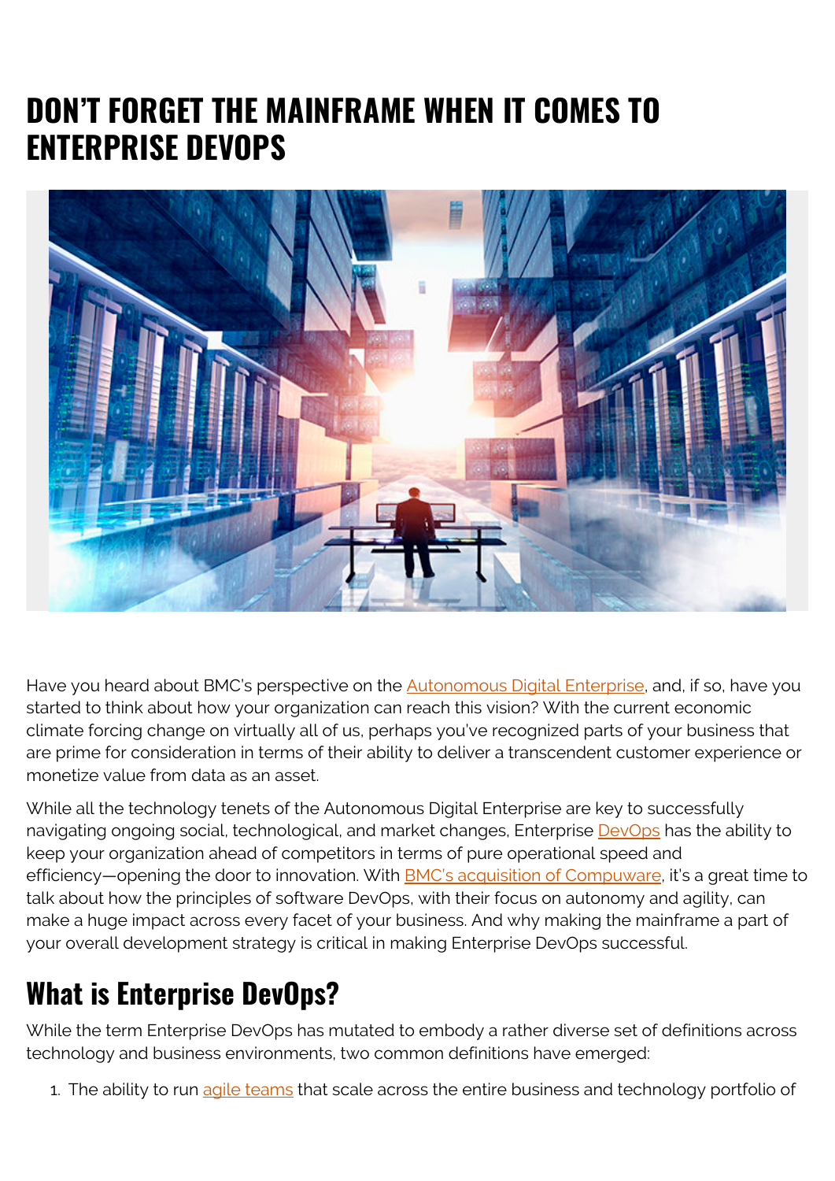# DON'T FORGET THE MAINFRAME WHEN IT COMES TO ENTERPRISE DEVOPS

Have you heard about BMC's perspective on the Autonomous Digital Enterprise, and, if so, have you started to think about how your organization can reach this vision? With the current economic climate forcing change on virtually all of us, perhaps you've recognized parts of your business that are prime for consideration in terms of their ability to deliver a transcendent customer experience or monetize value from data as an asset.

While all the technology tenets of the Autonomous Digital Enterprise are key to successfully navigating ongoing social, technological, and market changes, Enterprise DevOps has the ability to keep your organization ahead of competitors in terms of pure operational speed and efficiency—opening the door to innovation. With BMC's acquisition of Compuware, it's a great time to talk about how the principles of software DevOps, with their focus on autonomy and agility, can make a huge impact across every facet of your business. And why making the mainframe a part of your overall development strategy is critical in making Enterprise DevOps successful.

## What is Enterprise DevOps?

While the term Enterprise DevOps has mutated to embody a rather diverse set of definitions across technology and business environments, two common definitions have emerged:

1. The ability to run agile teams that scale across the entire business and technology portfolio of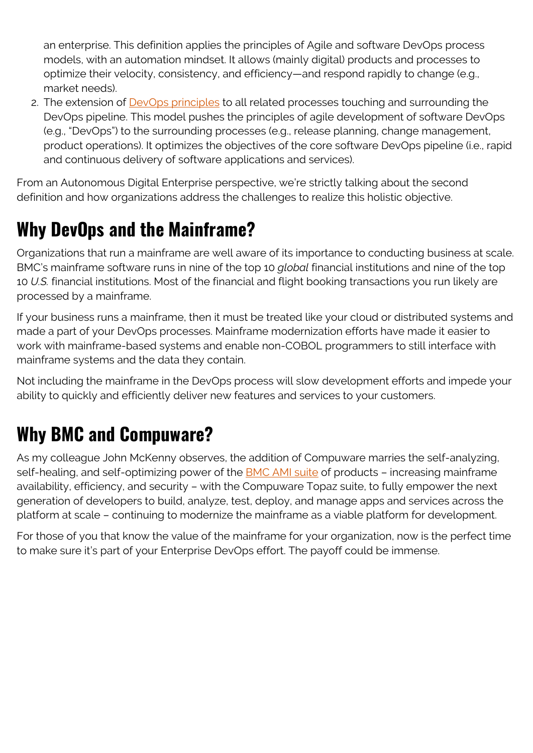an enterprise. This definition applies the principles of Agile and software DevOps process models, with an automation mindset. It allows (mainly digital) products and processes to optimize their velocity, consistency, and efficiency—and respond rapidly to change (e.g., market needs).

2. The extension of DevOps principles to all related processes touching and surrounding the DevOps pipeline. This model pushes the principles of agile development of software DevOps (e.g., "DevOps") to the surrounding processes (e.g., release planning, change management, product operations). It optimizes the objectives of the core software DevOps pipeline (i.e., rapid and continuous delivery of software applications and services).

From an Autonomous Digital Enterprise perspective, we're strictly talking about the second definition and how organizations address the challenges to realize this holistic objective.

## Why DevOps and the Mainframe?

Organizations that run a mainframe are well aware of its importance to conducting business at scale. BMC's mainframe software runs in nine of the top 10 *global* financial institutions and nine of the top 10 *U.S.* financial institutions. Most of the financial and flight booking transactions you run likely are processed by a mainframe.

If your business runs a mainframe, then it must be treated like your cloud or distributed systems and made a part of your DevOps processes. Mainframe modernization efforts have made it easier to work with mainframe-based systems and enable non-COBOL programmers to still interface with mainframe systems and the data they contain.

Not including the mainframe in the DevOps process will slow development efforts and impede your ability to quickly and efficiently deliver new features and services to your customers.

## Why BMC and Compuware?

As my colleague John McKenny observes, the addition of Compuware marries the self-analyzing, self-healing, and self-optimizing power of the BMC AMI suite of products – increasing mainframe availability, efficiency, and security – with the Compuware Topaz suite, to fully empower the next generation of developers to build, analyze, test, deploy, and manage apps and services across the platform at scale – continuing to modernize the mainframe as a viable platform for development.

For those of you that know the value of the mainframe for your organization, now is the perfect time to make sure it's part of your Enterprise DevOps effort. The payoff could be immense.